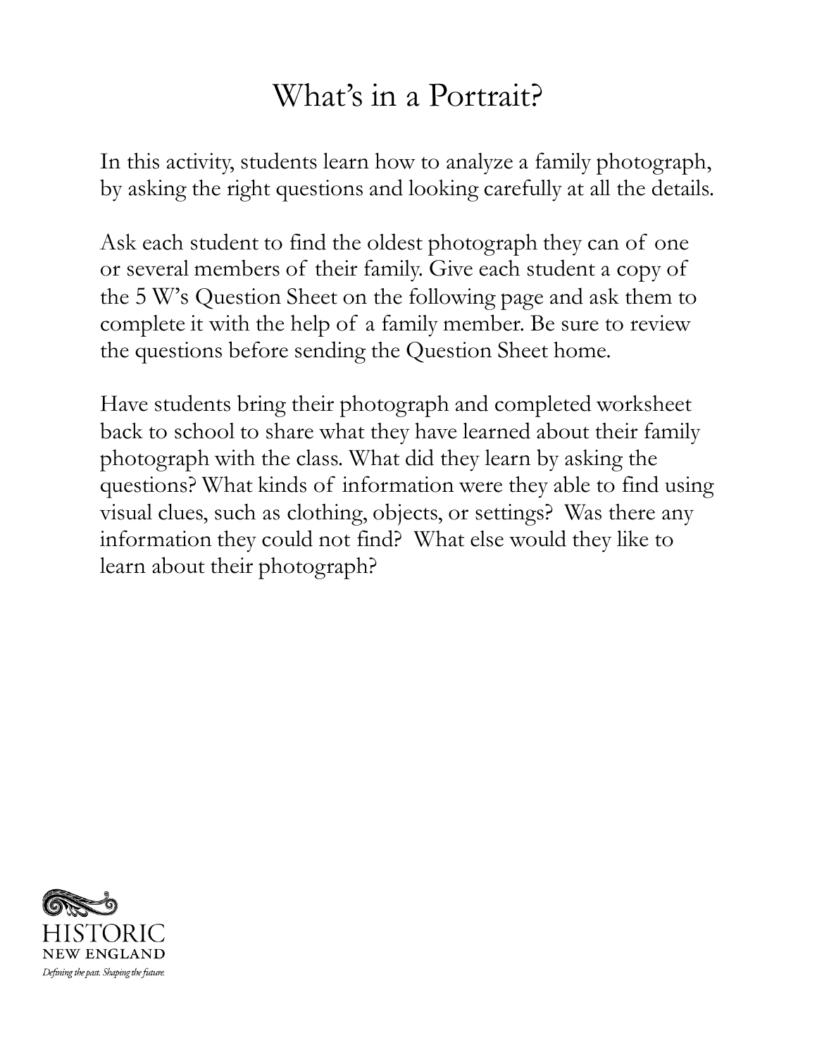# What's in a Portrait?

In this activity, students learn how to analyze a family photograph, by asking the right questions and looking carefully at all the details.

Ask each student to find the oldest photograph they can of one or several members of their family. Give each student a copy of the 5 W's Question Sheet on the following page and ask them to complete it with the help of a family member. Be sure to review the questions before sending the Question Sheet home.

Have students bring their photograph and completed worksheet back to school to share what they have learned about their family photograph with the class. What did they learn by asking the questions? What kinds of information were they able to find using visual clues, such as clothing, objects, or settings? Was there any information they could not find? What else would they like to learn about their photograph?

HISTORIC
NEW ENGLAND
*Defining the past. Shaping the future.*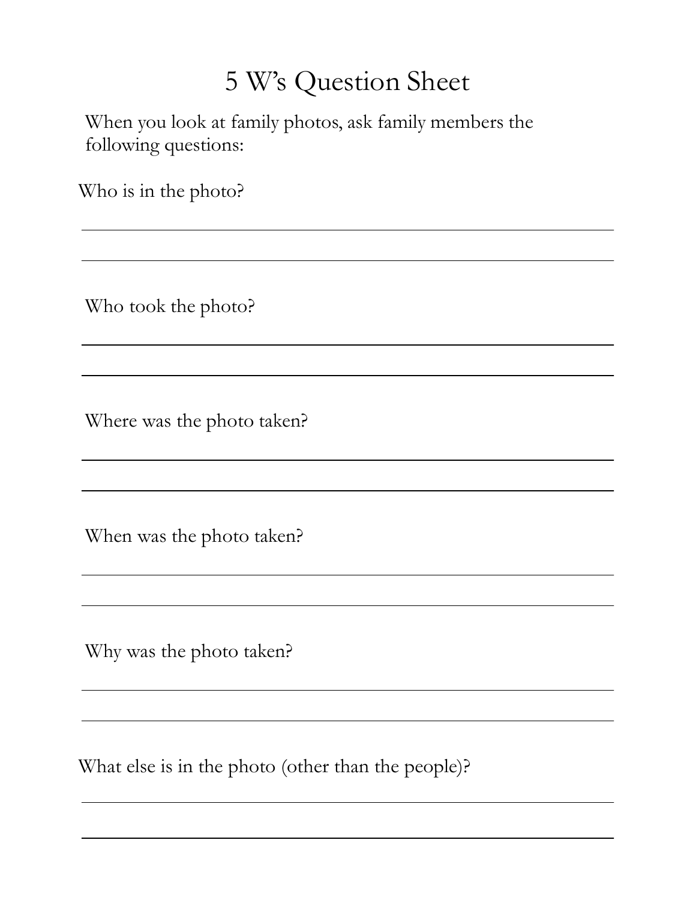# 5 W's Question Sheet

When you look at family photos, ask family members the following questions:

Who is in the photo?

\_\_\_\_\_\_\_\_\_\_\_\_\_\_\_\_\_\_\_\_\_\_\_\_\_\_\_\_\_\_\_\_\_\_\_\_\_\_\_\_\_\_\_\_\_\_\_\_\_\_\_\_\_\_\_\_\_\_

\_\_\_\_\_\_\_\_\_\_\_\_\_\_\_\_\_\_\_\_\_\_\_\_\_\_\_\_\_\_\_\_\_\_\_\_\_\_\_\_\_\_\_\_\_\_\_\_\_\_\_\_\_\_\_\_\_\_

Who took the photo?

\_\_\_\_\_\_\_\_\_\_\_\_\_\_\_\_\_\_\_\_\_\_\_\_\_\_\_\_\_\_\_\_\_\_\_\_\_\_\_\_\_\_\_\_\_\_\_\_\_\_\_\_\_\_\_\_\_\_

\_\_\_\_\_\_\_\_\_\_\_\_\_\_\_\_\_\_\_\_\_\_\_\_\_\_\_\_\_\_\_\_\_\_\_\_\_\_\_\_\_\_\_\_\_\_\_\_\_\_\_\_\_\_\_\_\_\_

Where was the photo taken?

\_\_\_\_\_\_\_\_\_\_\_\_\_\_\_\_\_\_\_\_\_\_\_\_\_\_\_\_\_\_\_\_\_\_\_\_\_\_\_\_\_\_\_\_\_\_\_\_\_\_\_\_\_\_\_\_\_\_

\_\_\_\_\_\_\_\_\_\_\_\_\_\_\_\_\_\_\_\_\_\_\_\_\_\_\_\_\_\_\_\_\_\_\_\_\_\_\_\_\_\_\_\_\_\_\_\_\_\_\_\_\_\_\_\_\_\_

When was the photo taken?

\_\_\_\_\_\_\_\_\_\_\_\_\_\_\_\_\_\_\_\_\_\_\_\_\_\_\_\_\_\_\_\_\_\_\_\_\_\_\_\_\_\_\_\_\_\_\_\_\_\_\_\_\_\_\_\_\_\_

\_\_\_\_\_\_\_\_\_\_\_\_\_\_\_\_\_\_\_\_\_\_\_\_\_\_\_\_\_\_\_\_\_\_\_\_\_\_\_\_\_\_\_\_\_\_\_\_\_\_\_\_\_\_\_\_\_\_

Why was the photo taken?

\_\_\_\_\_\_\_\_\_\_\_\_\_\_\_\_\_\_\_\_\_\_\_\_\_\_\_\_\_\_\_\_\_\_\_\_\_\_\_\_\_\_\_\_\_\_\_\_\_\_\_\_\_\_\_\_\_\_

\_\_\_\_\_\_\_\_\_\_\_\_\_\_\_\_\_\_\_\_\_\_\_\_\_\_\_\_\_\_\_\_\_\_\_\_\_\_\_\_\_\_\_\_\_\_\_\_\_\_\_\_\_\_\_\_\_\_

What else is in the photo (other than the people)?

\_\_\_\_\_\_\_\_\_\_\_\_\_\_\_\_\_\_\_\_\_\_\_\_\_\_\_\_\_\_\_\_\_\_\_\_\_\_\_\_\_\_\_\_\_\_\_\_\_\_\_\_\_\_\_\_\_\_

\_\_\_\_\_\_\_\_\_\_\_\_\_\_\_\_\_\_\_\_\_\_\_\_\_\_\_\_\_\_\_\_\_\_\_\_\_\_\_\_\_\_\_\_\_\_\_\_\_\_\_\_\_\_\_\_\_\_